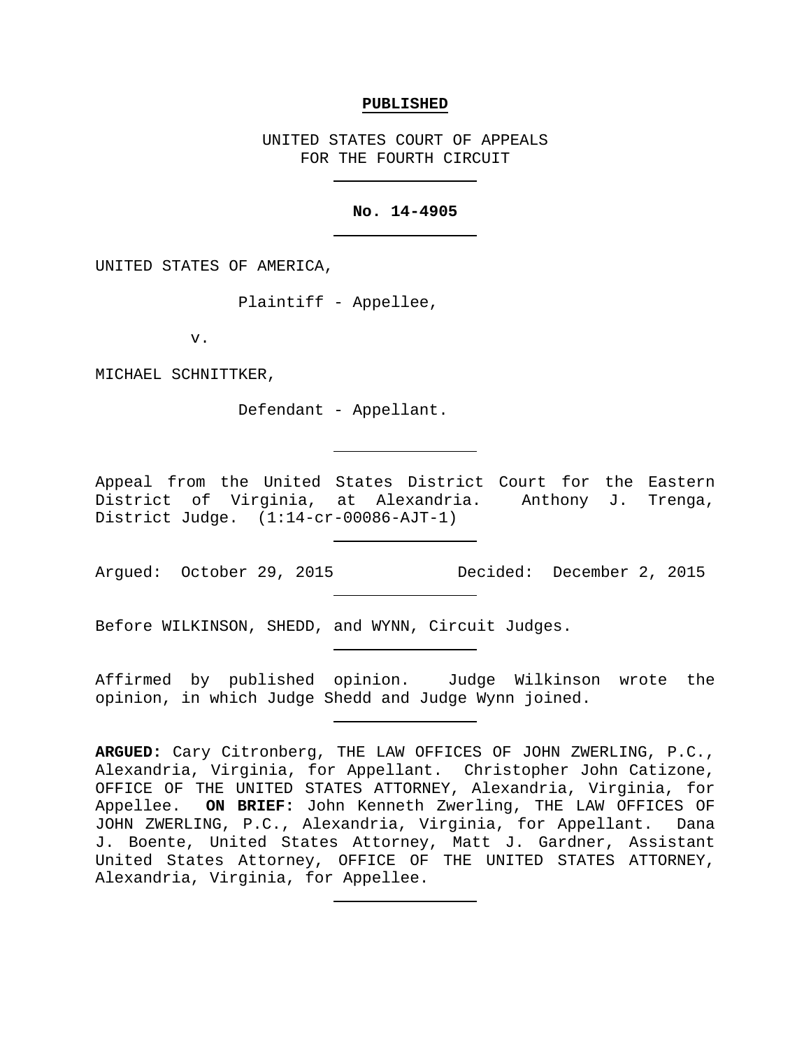**PUBLISHED**

UNITED STATES COURT OF APPEALS
FOR THE FOURTH CIRCUIT

---

**No. 14-4905**

---

UNITED STATES OF AMERICA,

Plaintiff - Appellee,

v.

MICHAEL SCHNITTKER,

Defendant - Appellant.

---

Appeal from the United States District Court for the Eastern District of Virginia, at Alexandria. Anthony J. Trenga, District Judge. (1:14-cr-00086-AJT-1)

---

Argued: October 29, 2015 Decided: December 2, 2015

---

Before WILKINSON, SHEDD, and WYNN, Circuit Judges.

---

Affirmed by published opinion. Judge Wilkinson wrote the opinion, in which Judge Shedd and Judge Wynn joined.

---

**ARGUED:** Cary Citronberg, THE LAW OFFICES OF JOHN ZWERLING, P.C., Alexandria, Virginia, for Appellant. Christopher John Catizone, OFFICE OF THE UNITED STATES ATTORNEY, Alexandria, Virginia, for Appellee. **ON BRIEF:** John Kenneth Zwerling, THE LAW OFFICES OF JOHN ZWERLING, P.C., Alexandria, Virginia, for Appellant. Dana J. Boente, United States Attorney, Matt J. Gardner, Assistant United States Attorney, OFFICE OF THE UNITED STATES ATTORNEY, Alexandria, Virginia, for Appellee.

---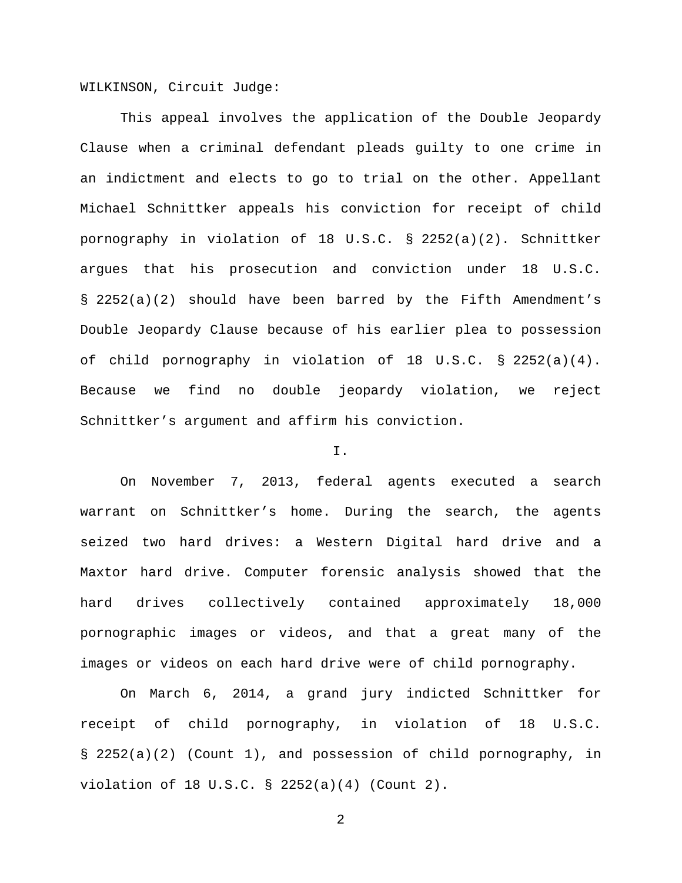WILKINSON, Circuit Judge:

This appeal involves the application of the Double Jeopardy Clause when a criminal defendant pleads guilty to one crime in an indictment and elects to go to trial on the other. Appellant Michael Schnittker appeals his conviction for receipt of child pornography in violation of 18 U.S.C. § 2252(a)(2). Schnittker argues that his prosecution and conviction under 18 U.S.C. § 2252(a)(2) should have been barred by the Fifth Amendment's Double Jeopardy Clause because of his earlier plea to possession of child pornography in violation of 18 U.S.C. § 2252(a)(4). Because we find no double jeopardy violation, we reject Schnittker's argument and affirm his conviction.

I.

On November 7, 2013, federal agents executed a search warrant on Schnittker's home. During the search, the agents seized two hard drives: a Western Digital hard drive and a Maxtor hard drive. Computer forensic analysis showed that the hard drives collectively contained approximately 18,000 pornographic images or videos, and that a great many of the images or videos on each hard drive were of child pornography.

On March 6, 2014, a grand jury indicted Schnittker for receipt of child pornography, in violation of 18 U.S.C. § 2252(a)(2) (Count 1), and possession of child pornography, in violation of 18 U.S.C. § 2252(a)(4) (Count 2).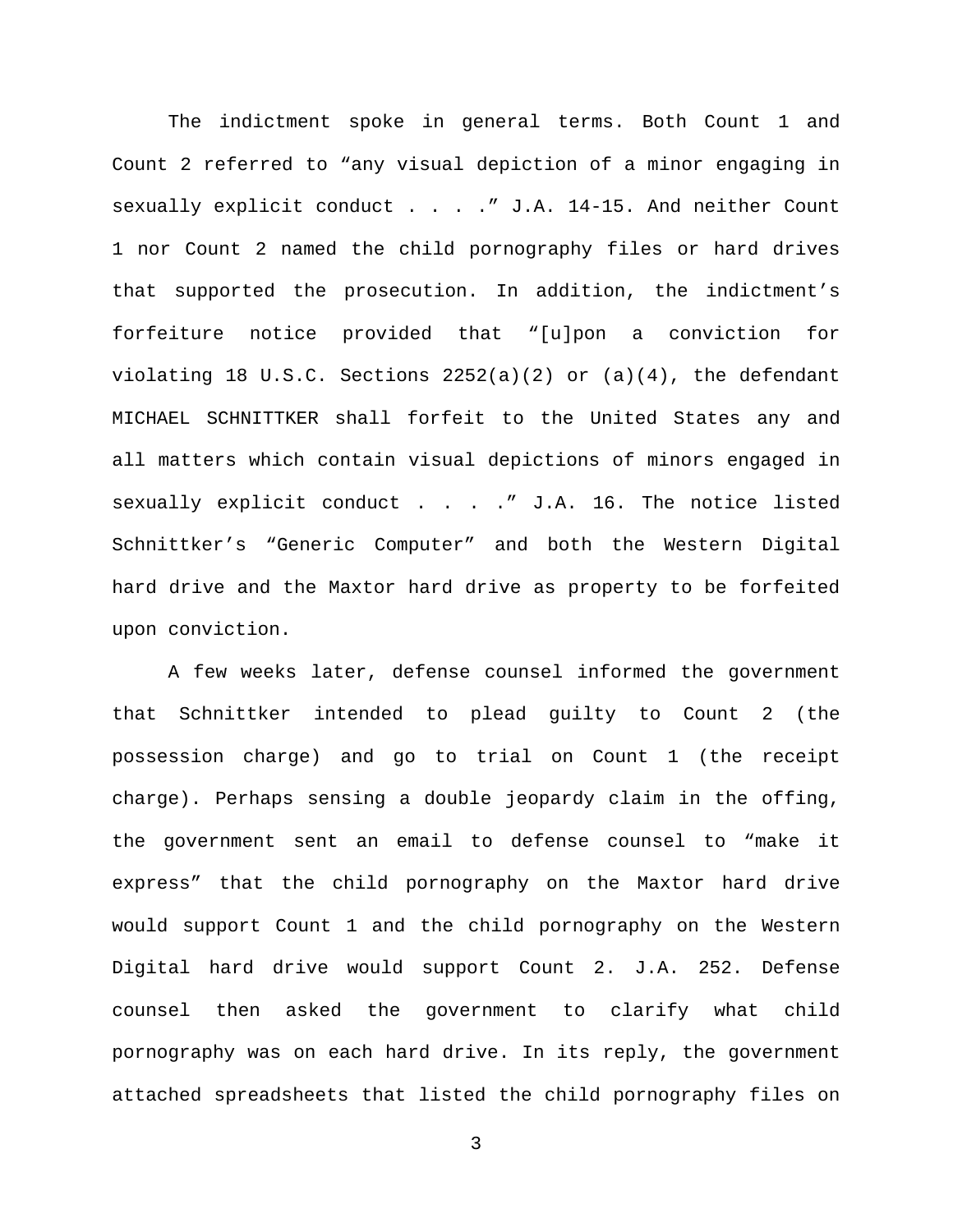The indictment spoke in general terms. Both Count 1 and Count 2 referred to "any visual depiction of a minor engaging in sexually explicit conduct . . . ." J.A. 14-15. And neither Count 1 nor Count 2 named the child pornography files or hard drives that supported the prosecution. In addition, the indictment's forfeiture notice provided that "[u]pon a conviction for violating 18 U.S.C. Sections 2252(a)(2) or (a)(4), the defendant MICHAEL SCHNITTKER shall forfeit to the United States any and all matters which contain visual depictions of minors engaged in sexually explicit conduct . . . ." J.A. 16. The notice listed Schnittker's "Generic Computer" and both the Western Digital hard drive and the Maxtor hard drive as property to be forfeited upon conviction.

A few weeks later, defense counsel informed the government that Schnittker intended to plead guilty to Count 2 (the possession charge) and go to trial on Count 1 (the receipt charge). Perhaps sensing a double jeopardy claim in the offing, the government sent an email to defense counsel to "make it express" that the child pornography on the Maxtor hard drive would support Count 1 and the child pornography on the Western Digital hard drive would support Count 2. J.A. 252. Defense counsel then asked the government to clarify what child pornography was on each hard drive. In its reply, the government attached spreadsheets that listed the child pornography files on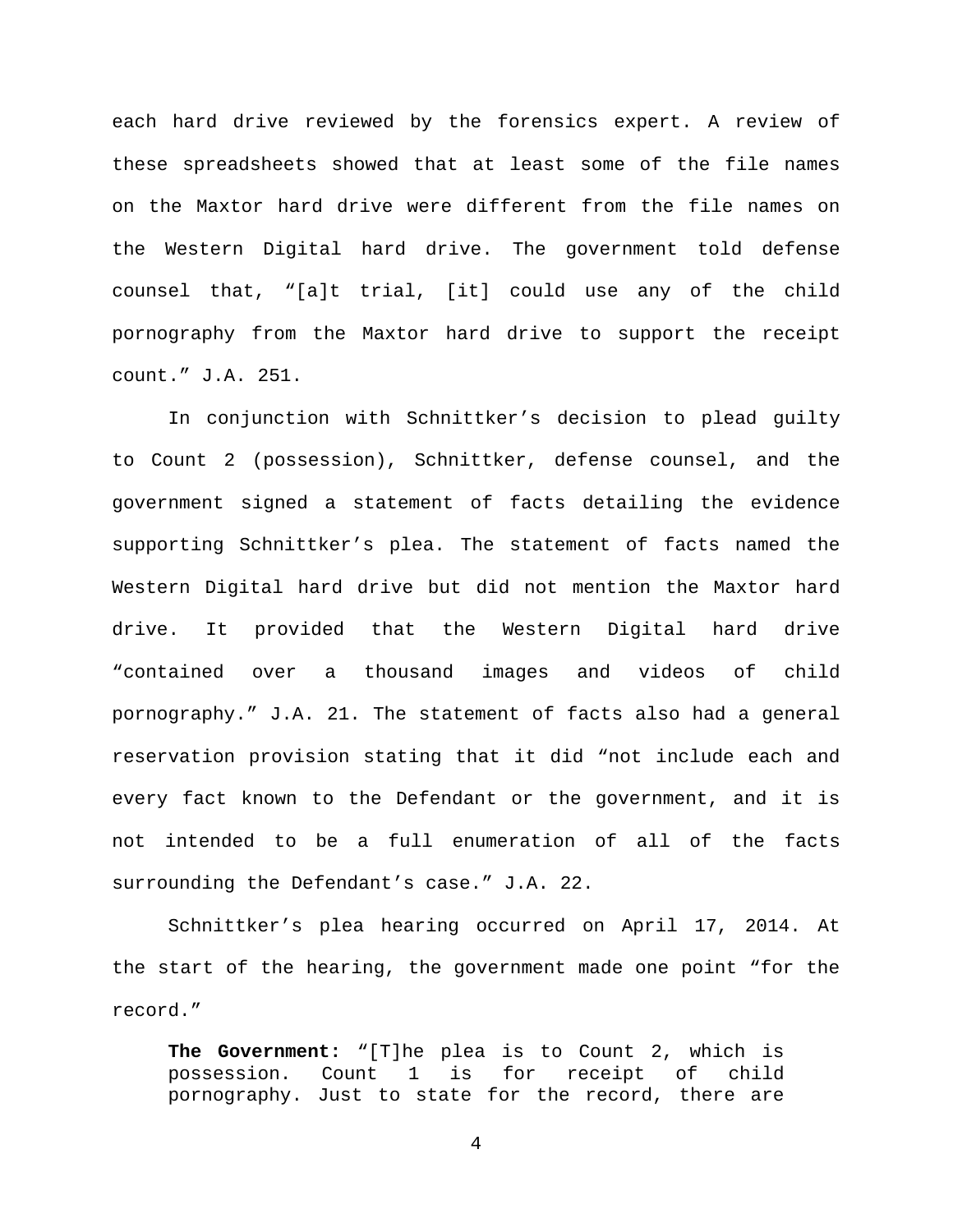each hard drive reviewed by the forensics expert. A review of these spreadsheets showed that at least some of the file names on the Maxtor hard drive were different from the file names on the Western Digital hard drive. The government told defense counsel that, "[a]t trial, [it] could use any of the child pornography from the Maxtor hard drive to support the receipt count." J.A. 251.

In conjunction with Schnittker's decision to plead guilty to Count 2 (possession), Schnittker, defense counsel, and the government signed a statement of facts detailing the evidence supporting Schnittker's plea. The statement of facts named the Western Digital hard drive but did not mention the Maxtor hard drive. It provided that the Western Digital hard drive "contained over a thousand images and videos of child pornography." J.A. 21. The statement of facts also had a general reservation provision stating that it did "not include each and every fact known to the Defendant or the government, and it is not intended to be a full enumeration of all of the facts surrounding the Defendant's case." J.A. 22.

Schnittker's plea hearing occurred on April 17, 2014. At the start of the hearing, the government made one point "for the record."

> **The Government:** "[T]he plea is to Count 2, which is possession. Count 1 is for receipt of child pornography. Just to state for the record, there are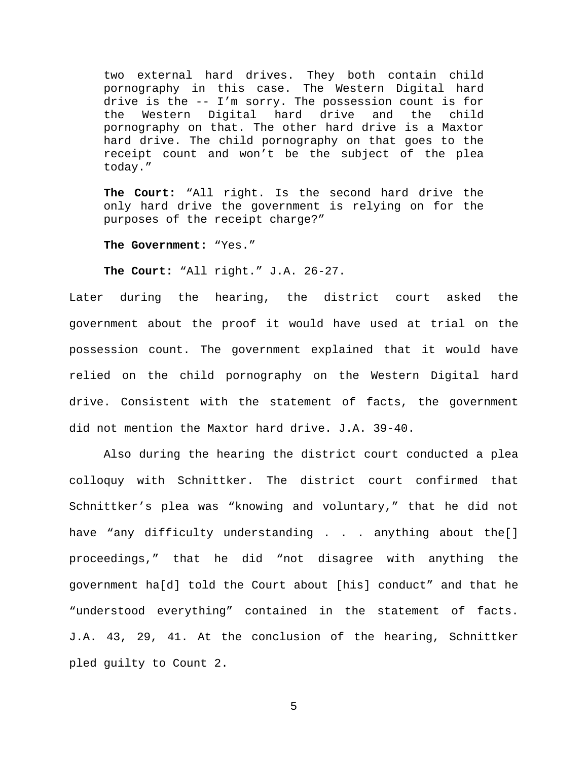> two external hard drives. They both contain child pornography in this case. The Western Digital hard drive is the -- I'm sorry. The possession count is for the Western Digital hard drive and the child pornography on that. The other hard drive is a Maxtor hard drive. The child pornography on that goes to the receipt count and won't be the subject of the plea today."
>
> **The Court:** "All right. Is the second hard drive the only hard drive the government is relying on for the purposes of the receipt charge?"
>
> **The Government:** "Yes."
>
> **The Court:** "All right." J.A. 26-27.

Later during the hearing, the district court asked the government about the proof it would have used at trial on the possession count. The government explained that it would have relied on the child pornography on the Western Digital hard drive. Consistent with the statement of facts, the government did not mention the Maxtor hard drive. J.A. 39-40.

Also during the hearing the district court conducted a plea colloquy with Schnittker. The district court confirmed that Schnittker's plea was "knowing and voluntary," that he did not have "any difficulty understanding . . . anything about the[] proceedings," that he did "not disagree with anything the government ha[d] told the Court about [his] conduct" and that he "understood everything" contained in the statement of facts. J.A. 43, 29, 41. At the conclusion of the hearing, Schnittker pled guilty to Count 2.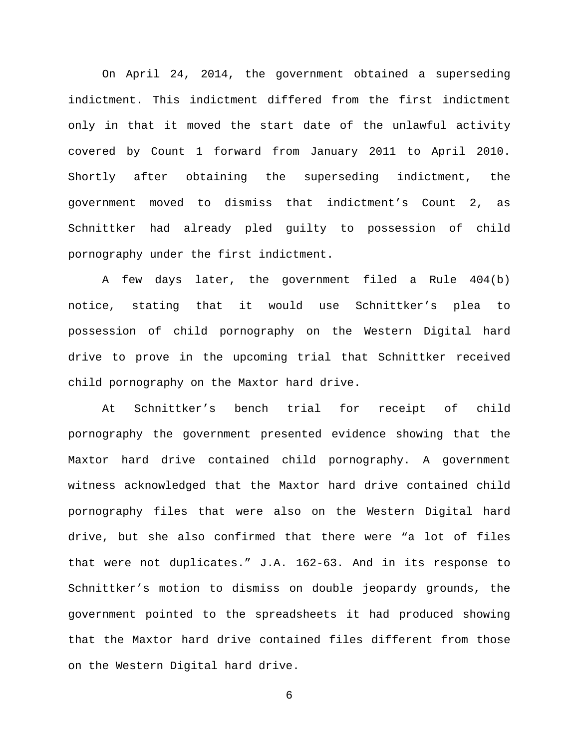On April 24, 2014, the government obtained a superseding indictment. This indictment differed from the first indictment only in that it moved the start date of the unlawful activity covered by Count 1 forward from January 2011 to April 2010. Shortly after obtaining the superseding indictment, the government moved to dismiss that indictment's Count 2, as Schnittker had already pled guilty to possession of child pornography under the first indictment.

A few days later, the government filed a Rule 404(b) notice, stating that it would use Schnittker's plea to possession of child pornography on the Western Digital hard drive to prove in the upcoming trial that Schnittker received child pornography on the Maxtor hard drive.

At Schnittker's bench trial for receipt of child pornography the government presented evidence showing that the Maxtor hard drive contained child pornography. A government witness acknowledged that the Maxtor hard drive contained child pornography files that were also on the Western Digital hard drive, but she also confirmed that there were "a lot of files that were not duplicates." J.A. 162-63. And in its response to Schnittker's motion to dismiss on double jeopardy grounds, the government pointed to the spreadsheets it had produced showing that the Maxtor hard drive contained files different from those on the Western Digital hard drive.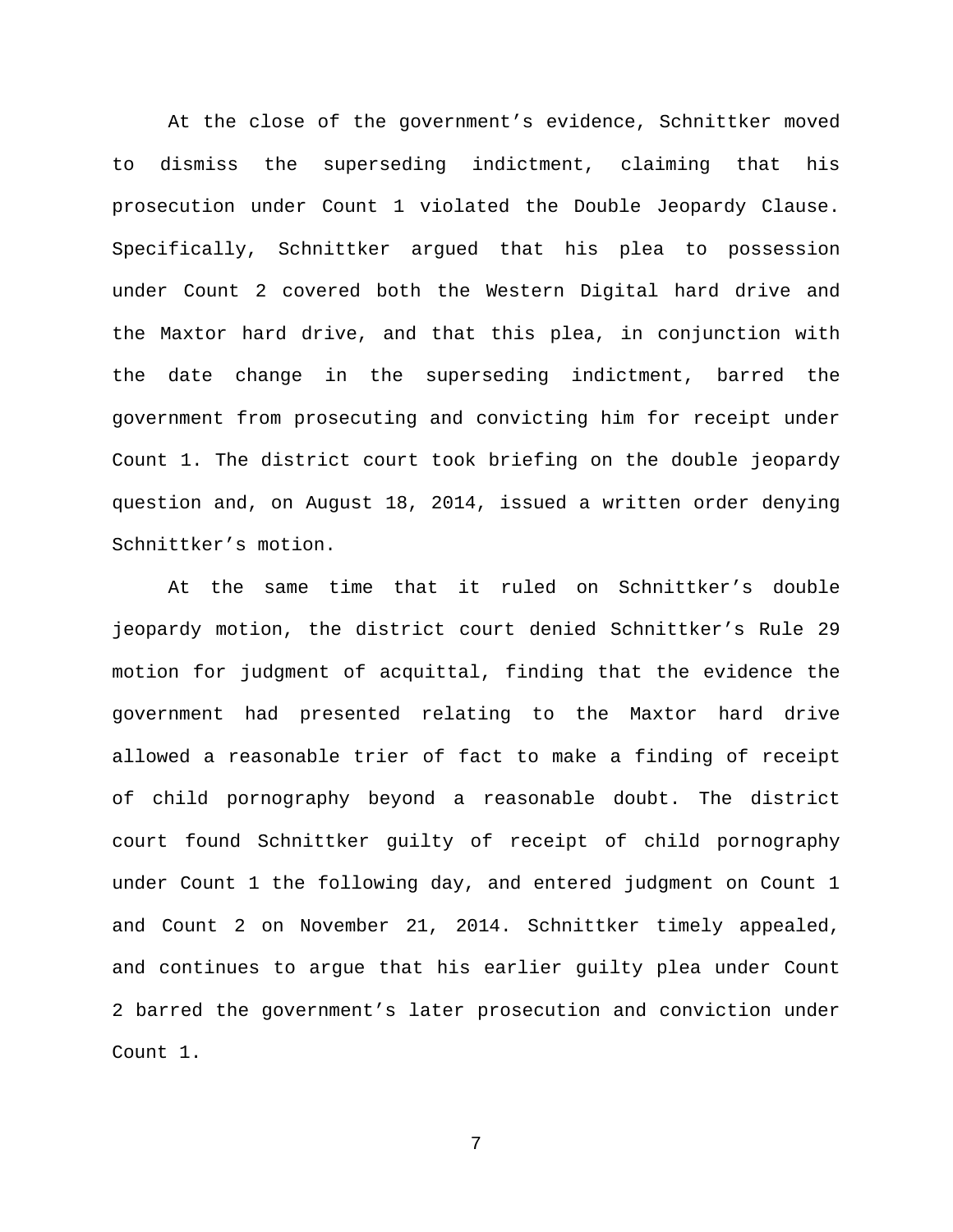At the close of the government's evidence, Schnittker moved to dismiss the superseding indictment, claiming that his prosecution under Count 1 violated the Double Jeopardy Clause. Specifically, Schnittker argued that his plea to possession under Count 2 covered both the Western Digital hard drive and the Maxtor hard drive, and that this plea, in conjunction with the date change in the superseding indictment, barred the government from prosecuting and convicting him for receipt under Count 1. The district court took briefing on the double jeopardy question and, on August 18, 2014, issued a written order denying Schnittker's motion.

At the same time that it ruled on Schnittker's double jeopardy motion, the district court denied Schnittker's Rule 29 motion for judgment of acquittal, finding that the evidence the government had presented relating to the Maxtor hard drive allowed a reasonable trier of fact to make a finding of receipt of child pornography beyond a reasonable doubt. The district court found Schnittker guilty of receipt of child pornography under Count 1 the following day, and entered judgment on Count 1 and Count 2 on November 21, 2014. Schnittker timely appealed, and continues to argue that his earlier guilty plea under Count 2 barred the government's later prosecution and conviction under Count 1.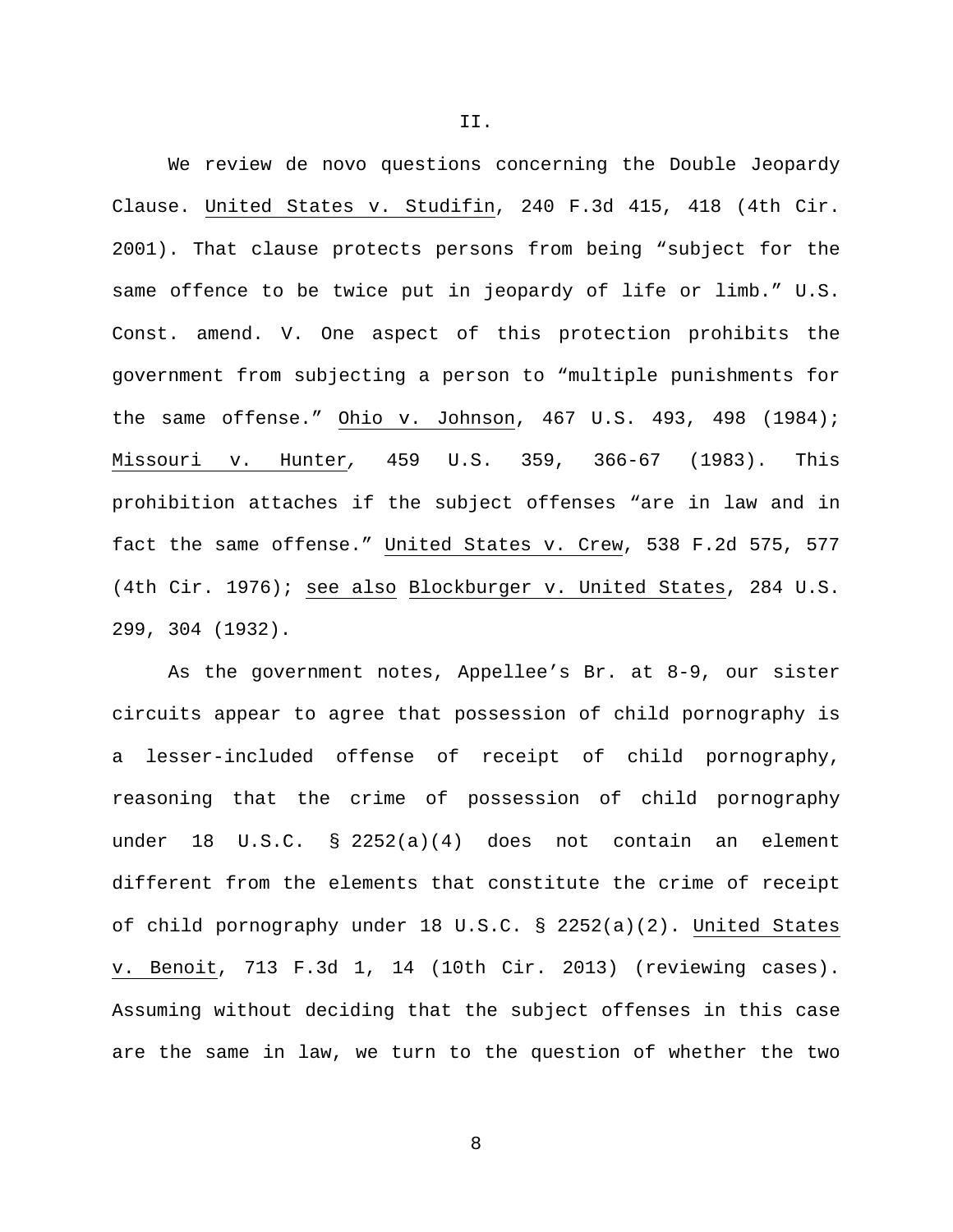II.

We review de novo questions concerning the Double Jeopardy Clause. United States v. Studifin, 240 F.3d 415, 418 (4th Cir. 2001). That clause protects persons from being "subject for the same offence to be twice put in jeopardy of life or limb." U.S. Const. amend. V. One aspect of this protection prohibits the government from subjecting a person to "multiple punishments for the same offense." Ohio v. Johnson, 467 U.S. 493, 498 (1984); Missouri v. Hunter, 459 U.S. 359, 366-67 (1983). This prohibition attaches if the subject offenses "are in law and in fact the same offense." United States v. Crew, 538 F.2d 575, 577 (4th Cir. 1976); see also Blockburger v. United States, 284 U.S. 299, 304 (1932).

As the government notes, Appellee's Br. at 8-9, our sister circuits appear to agree that possession of child pornography is a lesser-included offense of receipt of child pornography, reasoning that the crime of possession of child pornography under 18 U.S.C. § 2252(a)(4) does not contain an element different from the elements that constitute the crime of receipt of child pornography under 18 U.S.C. § 2252(a)(2). United States v. Benoit, 713 F.3d 1, 14 (10th Cir. 2013) (reviewing cases). Assuming without deciding that the subject offenses in this case are the same in law, we turn to the question of whether the two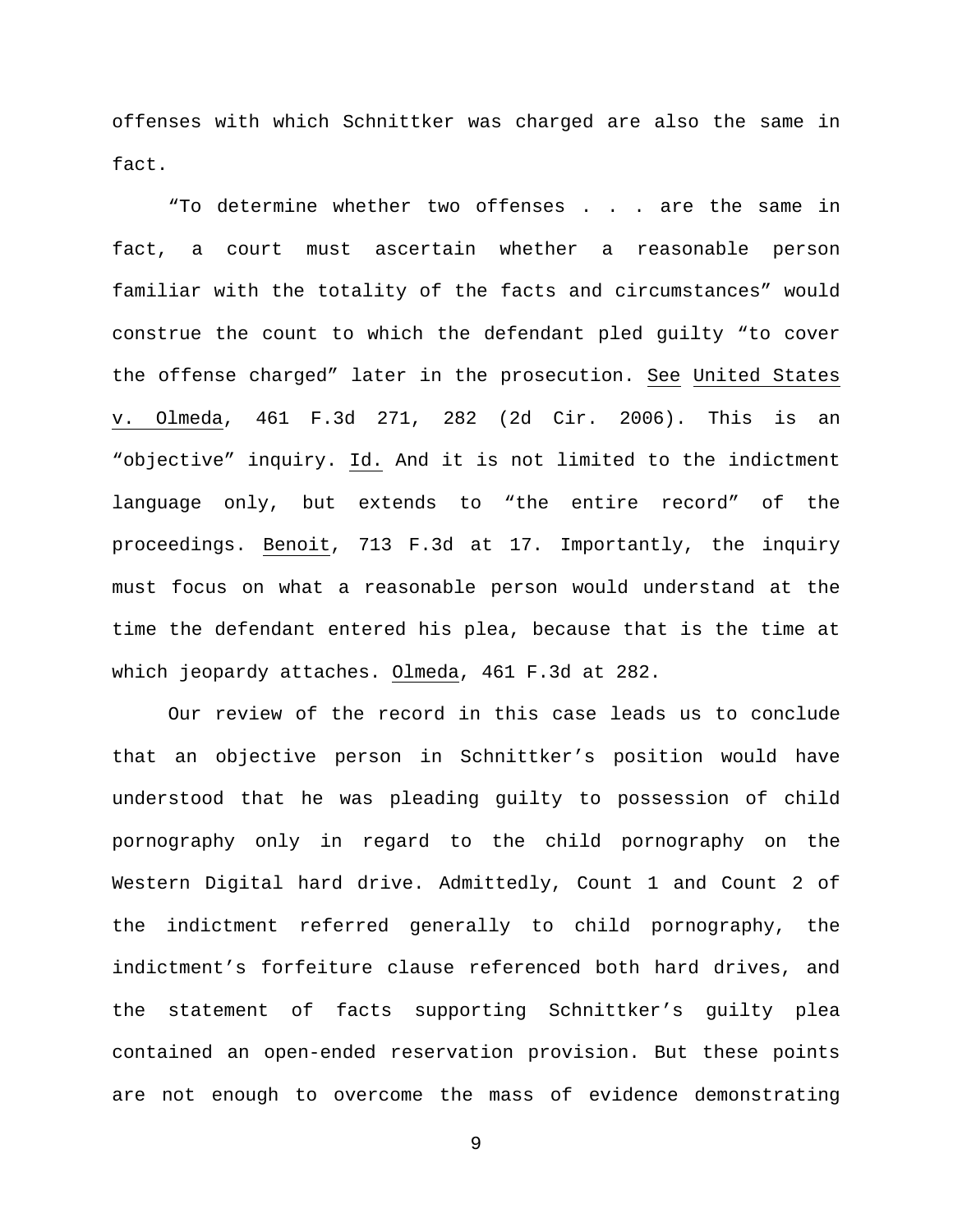offenses with which Schnittker was charged are also the same in fact.

"To determine whether two offenses . . . are the same in fact, a court must ascertain whether a reasonable person familiar with the totality of the facts and circumstances" would construe the count to which the defendant pled guilty "to cover the offense charged" later in the prosecution. See United States v. Olmeda, 461 F.3d 271, 282 (2d Cir. 2006). This is an "objective" inquiry. Id. And it is not limited to the indictment language only, but extends to "the entire record" of the proceedings. Benoit, 713 F.3d at 17. Importantly, the inquiry must focus on what a reasonable person would understand at the time the defendant entered his plea, because that is the time at which jeopardy attaches. Olmeda, 461 F.3d at 282.

Our review of the record in this case leads us to conclude that an objective person in Schnittker's position would have understood that he was pleading guilty to possession of child pornography only in regard to the child pornography on the Western Digital hard drive. Admittedly, Count 1 and Count 2 of the indictment referred generally to child pornography, the indictment's forfeiture clause referenced both hard drives, and the statement of facts supporting Schnittker's guilty plea contained an open-ended reservation provision. But these points are not enough to overcome the mass of evidence demonstrating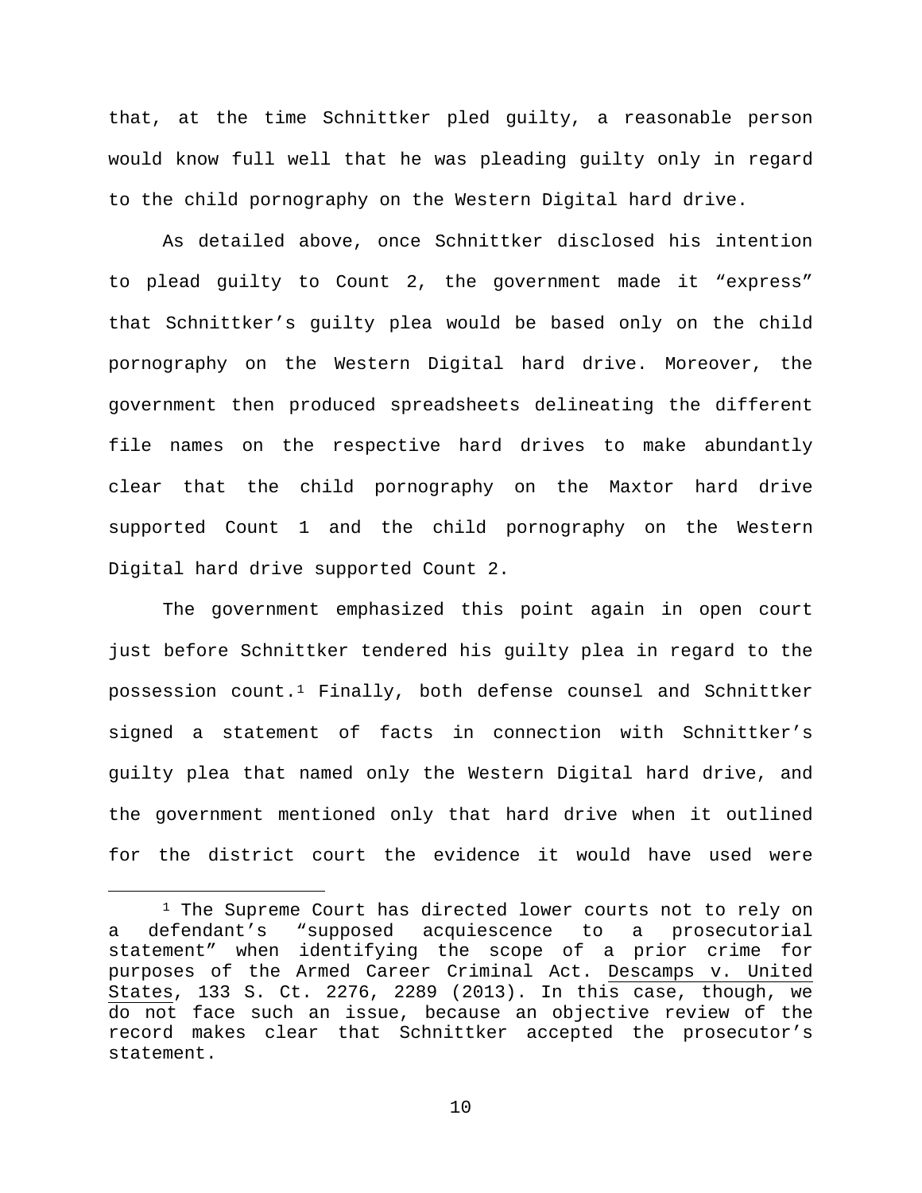that, at the time Schnittker pled guilty, a reasonable person would know full well that he was pleading guilty only in regard to the child pornography on the Western Digital hard drive.

As detailed above, once Schnittker disclosed his intention to plead guilty to Count 2, the government made it "express" that Schnittker's guilty plea would be based only on the child pornography on the Western Digital hard drive. Moreover, the government then produced spreadsheets delineating the different file names on the respective hard drives to make abundantly clear that the child pornography on the Maxtor hard drive supported Count 1 and the child pornography on the Western Digital hard drive supported Count 2.

The government emphasized this point again in open court just before Schnittker tendered his guilty plea in regard to the possession count.[1] Finally, both defense counsel and Schnittker signed a statement of facts in connection with Schnittker's guilty plea that named only the Western Digital hard drive, and the government mentioned only that hard drive when it outlined for the district court the evidence it would have used were

---

[1] The Supreme Court has directed lower courts not to rely on a defendant's "supposed acquiescence to a prosecutorial statement" when identifying the scope of a prior crime for purposes of the Armed Career Criminal Act. Descamps v. United States, 133 S. Ct. 2276, 2289 (2013). In this case, though, we do not face such an issue, because an objective review of the record makes clear that Schnittker accepted the prosecutor's statement.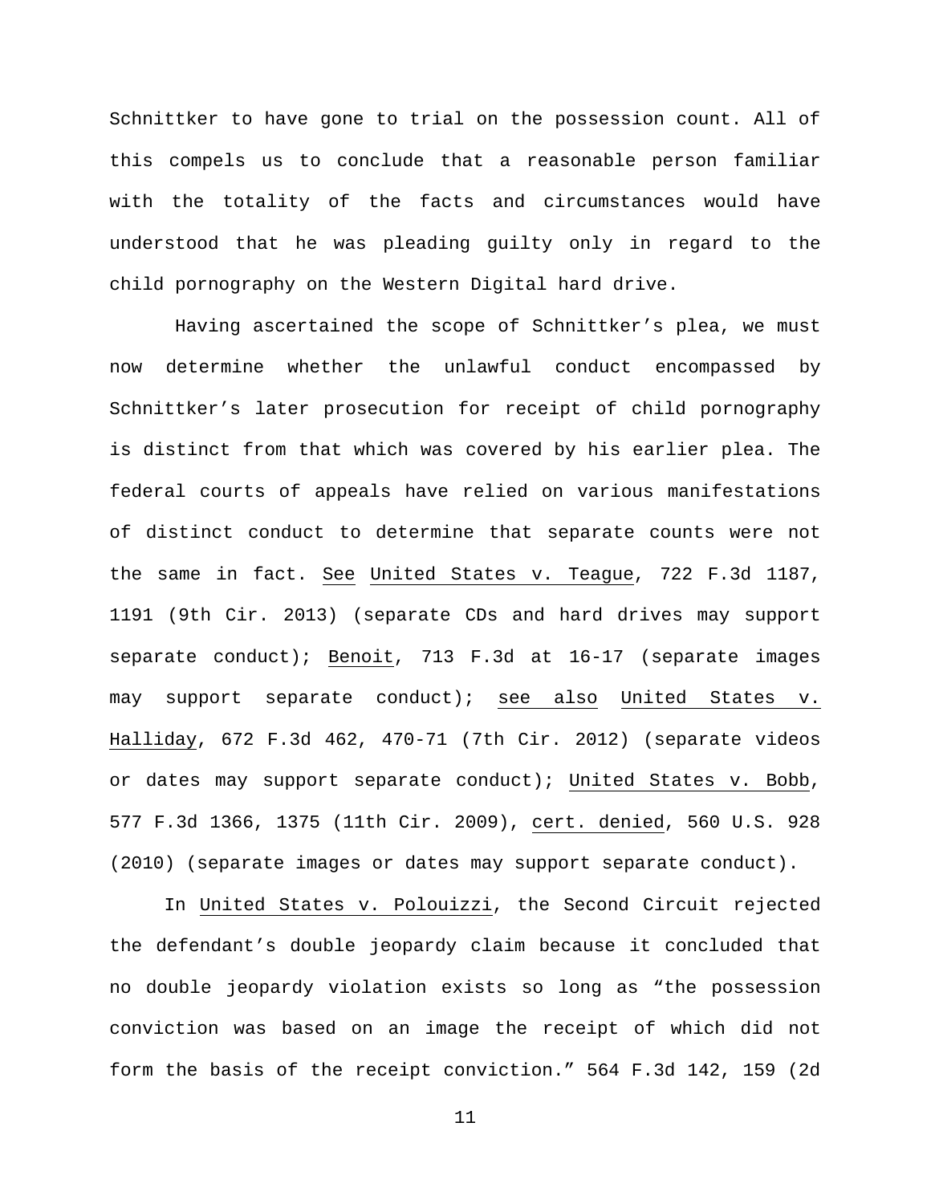Schnittker to have gone to trial on the possession count. All of this compels us to conclude that a reasonable person familiar with the totality of the facts and circumstances would have understood that he was pleading guilty only in regard to the child pornography on the Western Digital hard drive.

Having ascertained the scope of Schnittker's plea, we must now determine whether the unlawful conduct encompassed by Schnittker's later prosecution for receipt of child pornography is distinct from that which was covered by his earlier plea. The federal courts of appeals have relied on various manifestations of distinct conduct to determine that separate counts were not the same in fact. See United States v. Teague, 722 F.3d 1187, 1191 (9th Cir. 2013) (separate CDs and hard drives may support separate conduct); Benoit, 713 F.3d at 16-17 (separate images may support separate conduct); see also United States v. Halliday, 672 F.3d 462, 470-71 (7th Cir. 2012) (separate videos or dates may support separate conduct); United States v. Bobb, 577 F.3d 1366, 1375 (11th Cir. 2009), cert. denied, 560 U.S. 928 (2010) (separate images or dates may support separate conduct).

In United States v. Polouizzi, the Second Circuit rejected the defendant's double jeopardy claim because it concluded that no double jeopardy violation exists so long as "the possession conviction was based on an image the receipt of which did not form the basis of the receipt conviction." 564 F.3d 142, 159 (2d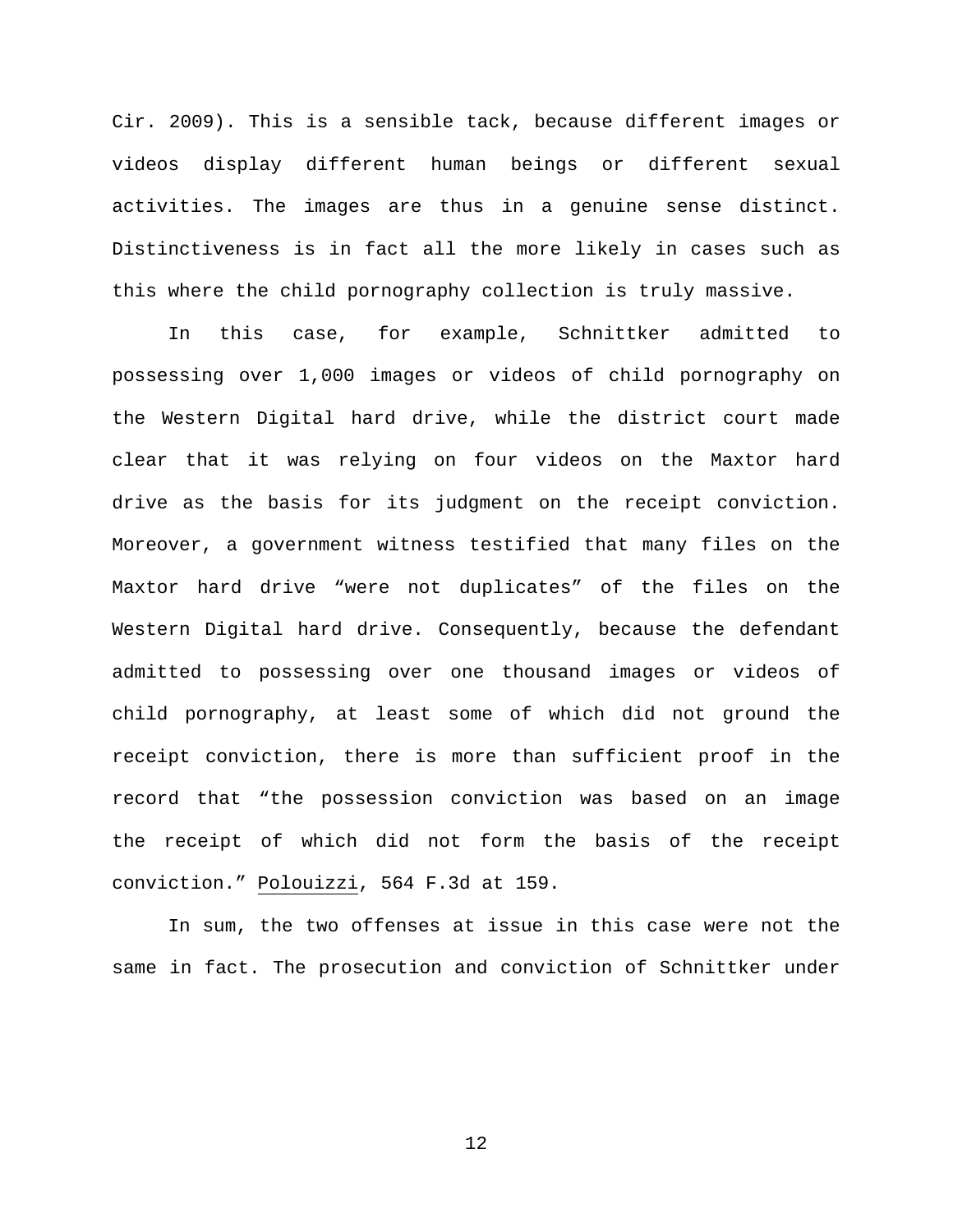Cir. 2009). This is a sensible tack, because different images or videos display different human beings or different sexual activities. The images are thus in a genuine sense distinct. Distinctiveness is in fact all the more likely in cases such as this where the child pornography collection is truly massive.

In this case, for example, Schnittker admitted to possessing over 1,000 images or videos of child pornography on the Western Digital hard drive, while the district court made clear that it was relying on four videos on the Maxtor hard drive as the basis for its judgment on the receipt conviction. Moreover, a government witness testified that many files on the Maxtor hard drive "were not duplicates" of the files on the Western Digital hard drive. Consequently, because the defendant admitted to possessing over one thousand images or videos of child pornography, at least some of which did not ground the receipt conviction, there is more than sufficient proof in the record that "the possession conviction was based on an image the receipt of which did not form the basis of the receipt conviction." Polouizzi, 564 F.3d at 159.

In sum, the two offenses at issue in this case were not the same in fact. The prosecution and conviction of Schnittker under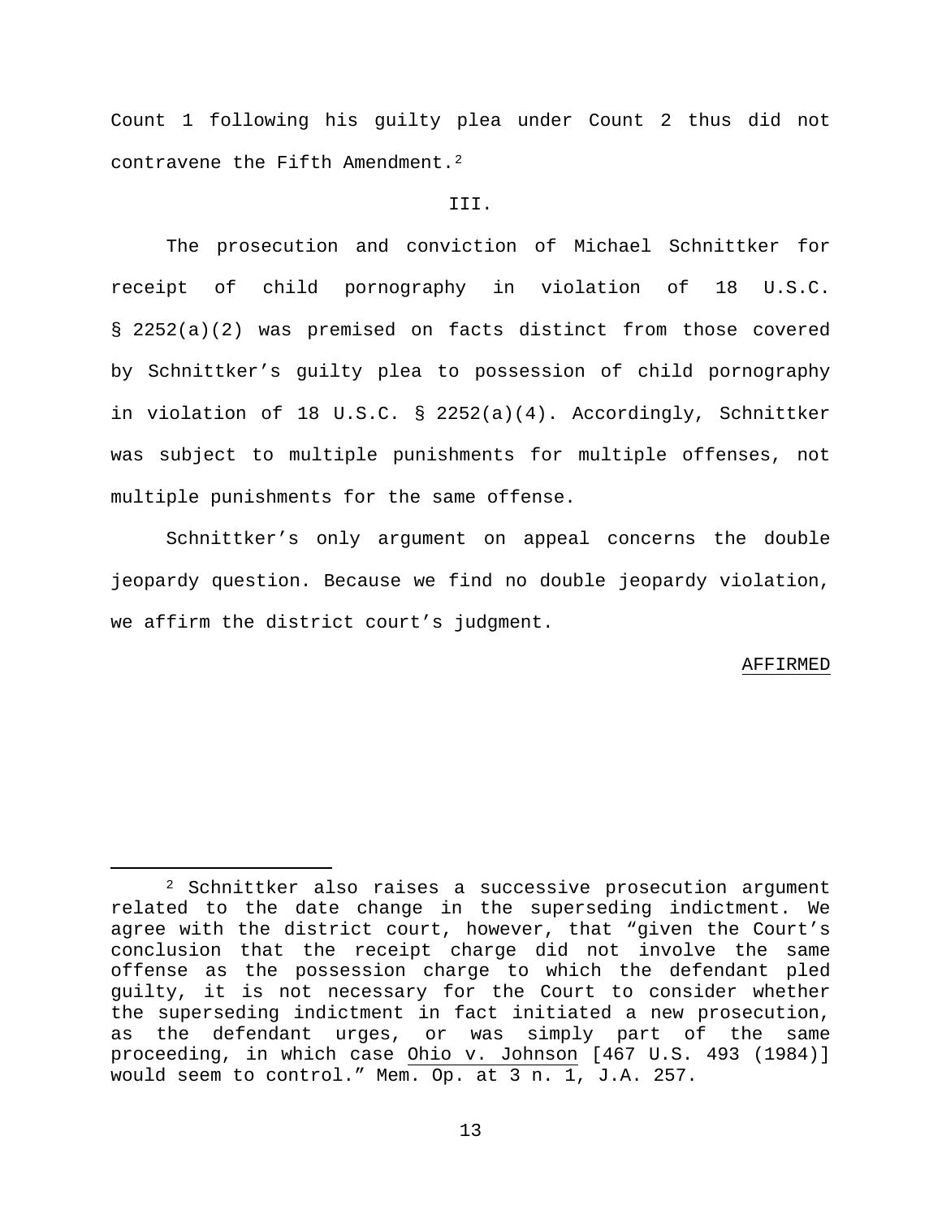Count 1 following his guilty plea under Count 2 thus did not contravene the Fifth Amendment.[2]

## III.

The prosecution and conviction of Michael Schnittker for receipt of child pornography in violation of 18 U.S.C. § 2252(a)(2) was premised on facts distinct from those covered by Schnittker's guilty plea to possession of child pornography in violation of 18 U.S.C. § 2252(a)(4). Accordingly, Schnittker was subject to multiple punishments for multiple offenses, not multiple punishments for the same offense.

Schnittker's only argument on appeal concerns the double jeopardy question. Because we find no double jeopardy violation, we affirm the district court's judgment.

AFFIRMED

---

[2] Schnittker also raises a successive prosecution argument related to the date change in the superseding indictment. We agree with the district court, however, that "given the Court's conclusion that the receipt charge did not involve the same offense as the possession charge to which the defendant pled guilty, it is not necessary for the Court to consider whether the superseding indictment in fact initiated a new prosecution, as the defendant urges, or was simply part of the same proceeding, in which case Ohio v. Johnson [467 U.S. 493 (1984)] would seem to control." Mem. Op. at 3 n. 1, J.A. 257.